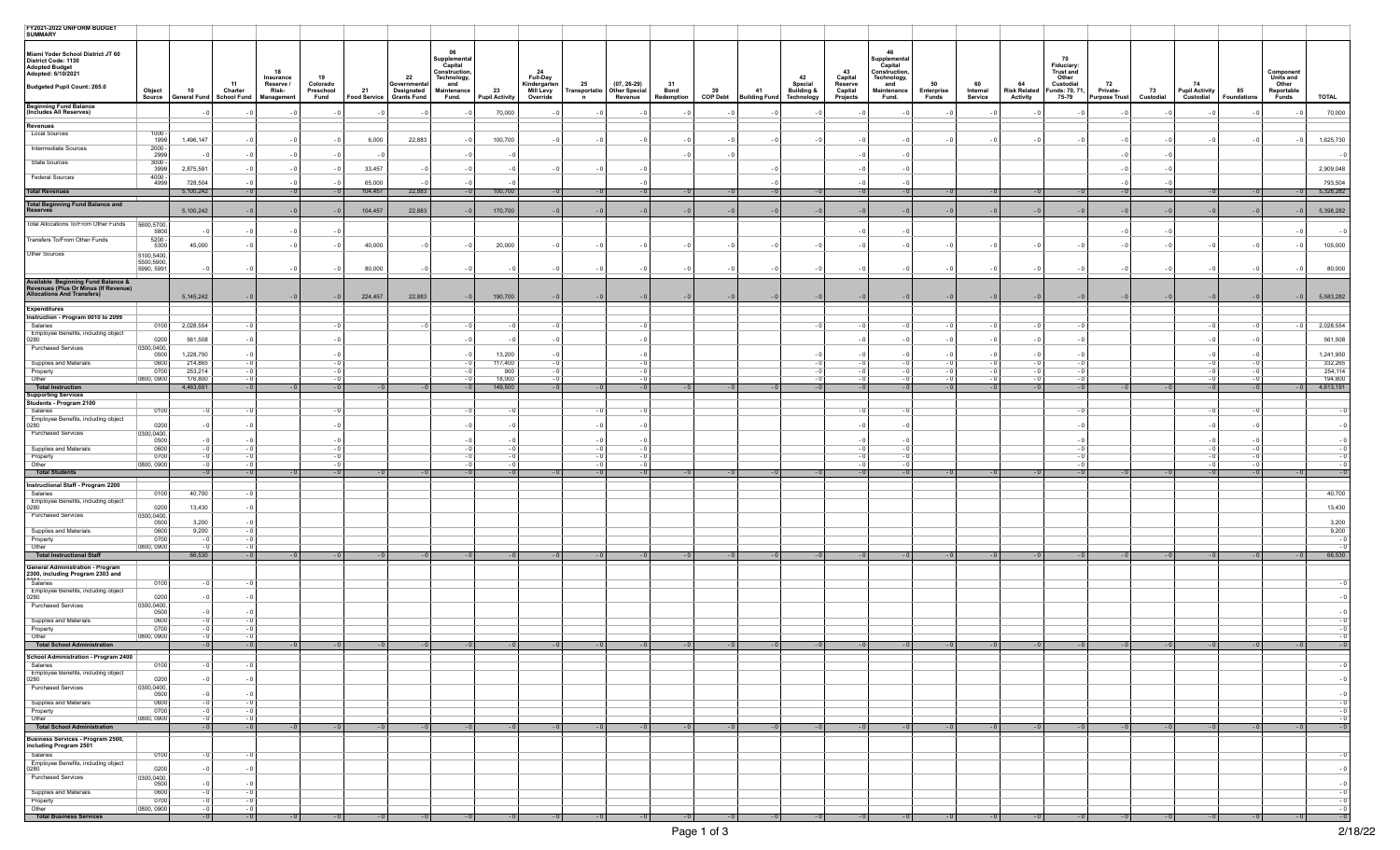**FY2021-2022 UNIFORM BUDGET SUMMARY**

Miami Yoder School District JT 60
District Code: 1130
Adopted Budget
Adopted: 6/10/2021

Budgeted Pupil Count: 265.0

| | Object Source | 10 General Fund | 11 Charter School Fund | 18 Insurance Reserve / Risk-Management | 19 Colorado Preschool Fund | 21 Food Service | 22 Governmental Designated Grants Fund | 06 Supplemental Capital Construction, Technology, and Maintenance Fund. | 23 Pupil Activity | 24 Full-Day Kindergarten Mill Levy Override | 25 Transportation | (07, 26-29) Other Special Revenue | 31 Bond Redemption | 39 COP Debt | 41 Building Fund | 42 Special Building & Technology | 43 Capital Reserve Capital Projects | 46 Supplemental Capital Construction, Technology, and Maintenance Fund. | 50 Enterprise Funds | 60 Internal Service | 64 Risk Related Activity | 70 Fiduciary: Trust and Other Custodial Funds: 70, 71, 75-79 | 72 Private-Purpose Trust | 73 Custodial | 74 Pupil Activity Custodial | 85 Foundations | Component Units and Other Reportable Funds | TOTAL |
|---|---|---|---|---|---|---|---|---|---|---|---|---|---|---|---|---|---|---|---|---|---|---|---|---|---|---|---|---|
| **Beginning Fund Balance (Includes All Reserves)** | | - 0 | - 0 | - 0 | - 0 | - 0 | - 0 | - 0 | 70,000 | - 0 | - 0 | - 0 | - 0 | - 0 | - 0 | - 0 | - 0 | - 0 | - 0 | - 0 | - 0 | - 0 | - 0 | - 0 | - 0 | - 0 | - 0 | 70,000 |
| **Revenues** | | | | | | | | | | | | | | | | | | | | | | | | | | | | |
| Local Sources | 1000 - 1999 | 1,496,147 | - 0 | - 0 | - 0 | 8,000 | 22,883 | - 0 | 100,700 | - 0 | - 0 | - 0 | - 0 | - 0 | - 0 | - 0 | - 0 | - 0 | - 0 | - 0 | - 0 | - 0 | - 0 | - 0 | - 0 | - 0 | - 0 | 1,625,730 |
| Intermediate Sources | 2000 - 2999 | - 0 | - 0 | - 0 | - 0 | - 0 | | - 0 | - 0 | | | | - 0 | - 0 | | | - 0 | - 0 | | | | | - 0 | - 0 | | | | - 0 |
| State Sources | 3000 - 3999 | 2,875,591 | - 0 | - 0 | - 0 | 33,457 | - 0 | - 0 | - 0 | - 0 | - 0 | - 0 | | | - 0 | | - 0 | - 0 | | | | | - 0 | - 0 | | | | 2,909,048 |
| Federal Sources | 4000 - 4999 | 728,504 | - 0 | - 0 | - 0 | 65,000 | - 0 | - 0 | - 0 | | | - 0 | | | - 0 | | - 0 | - 0 | | | | | - 0 | - 0 | | | | 793,504 |
| **Total Revenues** | | 5,100,242 | - 0 | - 0 | - 0 | 104,457 | 22,883 | - 0 | 100,700 | - 0 | - 0 | - 0 | - 0 | - 0 | - 0 | - 0 | - 0 | - 0 | - 0 | - 0 | - 0 | - 0 | - 0 | - 0 | - 0 | - 0 | - 0 | 5,328,282 |
| **Total Beginning Fund Balance and Reserves** | | 5,100,242 | - 0 | - 0 | - 0 | 104,457 | 22,883 | - 0 | 170,700 | - 0 | - 0 | - 0 | - 0 | - 0 | - 0 | - 0 | - 0 | - 0 | - 0 | - 0 | - 0 | - 0 | - 0 | - 0 | - 0 | - 0 | - 0 | 5,398,282 |
| Total Allocations To/From Other Funds | 5600,5700, 5800 | - 0 | - 0 | - 0 | | | | | | | | | | | | | - 0 | - 0 | | | | | - 0 | - 0 | | | - 0 | - 0 |
| Transfers To/From Other Funds | 5200 - 5300 | 45,000 | - 0 | - 0 | - 0 | 40,000 | - 0 | - 0 | 20,000 | - 0 | - 0 | - 0 | - 0 | - 0 | - 0 | - 0 | - 0 | - 0 | - 0 | - 0 | - 0 | - 0 | - 0 | - 0 | - 0 | - 0 | - 0 | 105,000 |
| Other Sources | 5100,5400, 5500,5900, 5990, 5991 | - 0 | - 0 | - 0 | - 0 | 80,000 | - 0 | - 0 | - 0 | - 0 | - 0 | - 0 | - 0 | - 0 | - 0 | - 0 | - 0 | - 0 | - 0 | - 0 | - 0 | - 0 | - 0 | - 0 | - 0 | - 0 | - 0 | 80,000 |
| **Available Beginning Fund Balance & Revenues (Plus Or Minus (If Revenue) Allocations And Transfers)** | | 5,145,242 | - 0 | - 0 | - 0 | 224,457 | 22,883 | - 0 | 190,700 | - 0 | - 0 | - 0 | - 0 | - 0 | - 0 | - 0 | - 0 | - 0 | - 0 | - 0 | - 0 | - 0 | - 0 | - 0 | - 0 | - 0 | - 0 | 5,583,282 |
| **Expenditures** | | | | | | | | | | | | | | | | | | | | | | | | | | | | |
| **Instruction - Program 0010 to 2099** | | | | | | | | | | | | | | | | | | | | | | | | | | | | |
| Salaries | 0100 | 2,028,554 | - 0 | | - 0 | | - 0 | - 0 | - 0 | - 0 | | - 0 | | | | - 0 | - 0 | - 0 | - 0 | - 0 | - 0 | - 0 | | | - 0 | - 0 | - 0 | 2,028,554 |
| Employee Benefits, including object 0280 | 0200 | 561,508 | - 0 | | - 0 | | | - 0 | - 0 | - 0 | | - 0 | | | | | - 0 | - 0 | - 0 | - 0 | - 0 | - 0 | | | - 0 | - 0 | | 561,508 |
| Purchased Services | 0300,0400, 0500 | 1,228,750 | - 0 | | - 0 | | | - 0 | 13,200 | - 0 | | - 0 | | | | - 0 | - 0 | - 0 | - 0 | - 0 | - 0 | - 0 | | | - 0 | - 0 | | 1,241,950 |
| Supplies and Materials | 0600 | 214,865 | - 0 | | - 0 | | | - 0 | 117,400 | - 0 | | - 0 | | | | - 0 | - 0 | - 0 | - 0 | - 0 | - 0 | - 0 | | | - 0 | - 0 | | 332,265 |
| Property | 0700 | 253,214 | - 0 | | - 0 | | | - 0 | 900 | - 0 | | - 0 | | | | - 0 | - 0 | - 0 | - 0 | - 0 | - 0 | - 0 | | | - 0 | - 0 | | 254,114 |
| Other | 0800, 0900 | 176,800 | - 0 | | - 0 | | | - 0 | 18,000 | - 0 | | - 0 | | | | - 0 | - 0 | - 0 | - 0 | - 0 | - 0 | - 0 | | | - 0 | - 0 | | 194,800 |
| **Total Instruction** | | 4,463,691 | - 0 | - 0 | - 0 | - 0 | - 0 | - 0 | 149,500 | - 0 | - 0 | - 0 | - 0 | - 0 | - 0 | - 0 | - 0 | - 0 | - 0 | - 0 | - 0 | - 0 | - 0 | - 0 | - 0 | - 0 | - 0 | 4,613,191 |
| **Supporting Services** | | | | | | | | | | | | | | | | | | | | | | | | | | | | |
| **Students - Program 2100** | | | | | | | | | | | | | | | | | | | | | | | | | | | | |
| Salaries | 0100 | - 0 | - 0 | | - 0 | | | - 0 | - 0 | | - 0 | - 0 | | | | | - 0 | - 0 | | | | - 0 | | | - 0 | - 0 | | - 0 |
| Employee Benefits, including object 0280 | 0200 | - 0 | - 0 | | - 0 | | | - 0 | - 0 | | - 0 | - 0 | | | | | - 0 | - 0 | | | | - 0 | | | - 0 | - 0 | | - 0 |
| Purchased Services | 0300,0400, 0500 | - 0 | - 0 | | - 0 | | | - 0 | - 0 | | - 0 | - 0 | | | | | - 0 | - 0 | | | | - 0 | | | - 0 | - 0 | | - 0 |
| Supplies and Materials | 0600 | - 0 | - 0 | | - 0 | | | - 0 | - 0 | | - 0 | - 0 | | | | | - 0 | - 0 | | | | - 0 | | | - 0 | - 0 | | - 0 |
| Property | 0700 | - 0 | - 0 | | - 0 | | | - 0 | - 0 | | - 0 | - 0 | | | | | - 0 | - 0 | | | | - 0 | | | - 0 | - 0 | | - 0 |
| Other | 0800, 0900 | - 0 | - 0 | | - 0 | | | - 0 | - 0 | | - 0 | - 0 | | | | | - 0 | - 0 | | | | - 0 | | | - 0 | - 0 | | - 0 |
| **Total Students** | | - 0 | - 0 | - 0 | - 0 | - 0 | - 0 | - 0 | - 0 | - 0 | - 0 | - 0 | - 0 | - 0 | - 0 | - 0 | - 0 | - 0 | - 0 | - 0 | - 0 | - 0 | - 0 | - 0 | - 0 | - 0 | - 0 | - 0 |
| **Instructional Staff - Program 2200** | | | | | | | | | | | | | | | | | | | | | | | | | | | | |
| Salaries | 0100 | 40,700 | - 0 | | | | | | | | | | | | | | | | | | | | | | | | | 40,700 |
| Employee Benefits, including object 0280 | 0200 | 13,430 | - 0 | | | | | | | | | | | | | | | | | | | | | | | | | 13,430 |
| Purchased Services | 0300,0400, 0500 | 3,200 | - 0 | | | | | | | | | | | | | | | | | | | | | | | | | 3,200 |
| Supplies and Materials | 0600 | 9,200 | - 0 | | | | | | | | | | | | | | | | | | | | | | | | | 9,200 |
| Property | 0700 | - 0 | - 0 | | | | | | | | | | | | | | | | | | | | | | | | | - 0 |
| Other | 0800, 0900 | - 0 | - 0 | | | | | | | | | | | | | | | | | | | | | | | | | - 0 |
| **Total Instructional Staff** | | 66,530 | - 0 | - 0 | - 0 | - 0 | - 0 | - 0 | - 0 | - 0 | - 0 | - 0 | - 0 | - 0 | - 0 | - 0 | - 0 | - 0 | - 0 | - 0 | - 0 | - 0 | - 0 | - 0 | - 0 | - 0 | - 0 | 66,530 |
| **General Administration - Program 2300, including Program 2303 and 2304** | | | | | | | | | | | | | | | | | | | | | | | | | | | | |
| Salaries | 0100 | - 0 | - 0 | | | | | | | | | | | | | | | | | | | | | | | | | - 0 |
| Employee Benefits, including object 0280 | 0200 | - 0 | - 0 | | | | | | | | | | | | | | | | | | | | | | | | | - 0 |
| Purchased Services | 0300,0400, 0500 | - 0 | - 0 | | | | | | | | | | | | | | | | | | | | | | | | | - 0 |
| Supplies and Materials | 0600 | - 0 | - 0 | | | | | | | | | | | | | | | | | | | | | | | | | - 0 |
| Property | 0700 | - 0 | - 0 | | | | | | | | | | | | | | | | | | | | | | | | | - 0 |
| Other | 0800, 0900 | - 0 | - 0 | | | | | | | | | | | | | | | | | | | | | | | | | - 0 |
| **Total School Administration** | | - 0 | - 0 | - 0 | - 0 | - 0 | - 0 | - 0 | - 0 | - 0 | - 0 | - 0 | - 0 | - 0 | - 0 | - 0 | - 0 | - 0 | - 0 | - 0 | - 0 | - 0 | - 0 | - 0 | - 0 | - 0 | - 0 | - 0 |
| **School Administration - Program 2400** | | | | | | | | | | | | | | | | | | | | | | | | | | | | |
| Salaries | 0100 | - 0 | - 0 | | | | | | | | | | | | | | | | | | | | | | | | | - 0 |
| Employee Benefits, including object 0280 | 0200 | - 0 | - 0 | | | | | | | | | | | | | | | | | | | | | | | | | - 0 |
| Purchased Services | 0300,0400, 0500 | - 0 | - 0 | | | | | | | | | | | | | | | | | | | | | | | | | - 0 |
| Supplies and Materials | 0600 | - 0 | - 0 | | | | | | | | | | | | | | | | | | | | | | | | | - 0 |
| Property | 0700 | - 0 | - 0 | | | | | | | | | | | | | | | | | | | | | | | | | - 0 |
| Other | 0800, 0900 | - 0 | - 0 | | | | | | | | | | | | | | | | | | | | | | | | | - 0 |
| **Total School Administration** | | - 0 | - 0 | - 0 | - 0 | - 0 | - 0 | - 0 | - 0 | - 0 | - 0 | - 0 | - 0 | - 0 | - 0 | - 0 | - 0 | - 0 | - 0 | - 0 | - 0 | - 0 | - 0 | - 0 | - 0 | - 0 | - 0 | - 0 |
| **Business Services - Program 2500, including Program 2501** | | | | | | | | | | | | | | | | | | | | | | | | | | | | |
| Salaries | 0100 | - 0 | - 0 | | | | | | | | | | | | | | | | | | | | | | | | | - 0 |
| Employee Benefits, including object 0280 | 0200 | - 0 | - 0 | | | | | | | | | | | | | | | | | | | | | | | | | - 0 |
| Purchased Services | 0300,0400, 0500 | - 0 | - 0 | | | | | | | | | | | | | | | | | | | | | | | | | - 0 |
| Supplies and Materials | 0600 | - 0 | - 0 | | | | | | | | | | | | | | | | | | | | | | | | | - 0 |
| Property | 0700 | - 0 | - 0 | | | | | | | | | | | | | | | | | | | | | | | | | - 0 |
| Other | 0800, 0900 | - 0 | - 0 | | | | | | | | | | | | | | | | | | | | | | | | | - 0 |
| **Total Business Services** | | - 0 | - 0 | - 0 | - 0 | - 0 | - 0 | - 0 | - 0 | - 0 | - 0 | - 0 | - 0 | - 0 | - 0 | - 0 | - 0 | - 0 | - 0 | - 0 | - 0 | - 0 | - 0 | - 0 | - 0 | - 0 | - 0 | - 0 |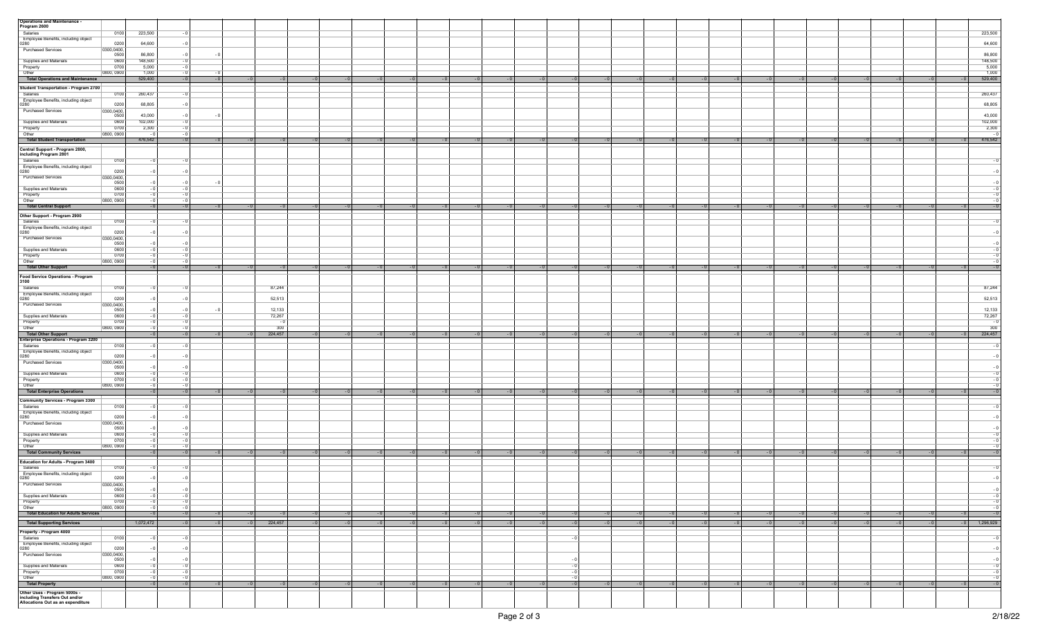| | | | | | | | | | | | | | | | | | | | | | | | | | | | | | |
|---|---|---|---|---|---|---|---|---|---|---|---|---|---|---|---|---|---|---|---|---|---|---|---|---|---|---|---|---|---|
| **Operations and Maintenance - Program 2600** | | | | | | | | | | | | | | | | | | | | | | | | | | | | | |
| Salaries | 0100 | 223,500 | -0 | | | | | | | | | | | | | | | | | | | | | | | | | | 223,500 |
| Employee Benefits, including object 0280 | 0200 | 64,600 | -0 | | | | | | | | | | | | | | | | | | | | | | | | | | 64,600 |
| Purchased Services | 0300,0400, 0500 | 86,800 | -0 | -0 | | | | | | | | | | | | | | | | | | | | | | | | | 86,800 |
| Supplies and Materials | 0600 | 148,500 | -0 | | | | | | | | | | | | | | | | | | | | | | | | | | 148,500 |
| Property | 0700 | 5,000 | -0 | | | | | | | | | | | | | | | | | | | | | | | | | | 5,000 |
| Other | 0800, 0900 | 1,000 | -0 | -0 | | | | | | | | | | | | | | | | | | | | | | | | | 1,000 |
| **Total Operations and Maintenance** | | 529,400 | -0 | -0 | -0 | -0 | -0 | -0 | -0 | -0 | -0 | -0 | -0 | -0 | -0 | -0 | -0 | -0 | -0 | -0 | -0 | -0 | -0 | -0 | -0 | -0 | -0 | -0 | 529,400 |
| **Student Transportation - Program 2700** | | | | | | | | | | | | | | | | | | | | | | | | | | | | | |
| Salaries | 0100 | 260,437 | -0 | | | | | | | | | | | | | | | | | | | | | | | | | | 260,437 |
| Employee Benefits, including object 0280 | 0200 | 68,805 | -0 | | | | | | | | | | | | | | | | | | | | | | | | | | 68,805 |
| Purchased Services | 0300,0400, 0500 | 43,000 | -0 | -0 | | | | | | | | | | | | | | | | | | | | | | | | | 43,000 |
| Supplies and Materials | 0600 | 102,000 | -0 | | | | | | | | | | | | | | | | | | | | | | | | | | 102,000 |
| Property | 0700 | 2,300 | -0 | | | | | | | | | | | | | | | | | | | | | | | | | | 2,300 |
| Other | 0800, 0900 | -0 | -0 | | | | | | | | | | | | | | | | | | | | | | | | | | -0 |
| **Total Student Transportation** | | 476,542 | -0 | -0 | -0 | -0 | -0 | -0 | -0 | -0 | -0 | -0 | -0 | -0 | -0 | -0 | -0 | -0 | -0 | -0 | -0 | -0 | -0 | -0 | -0 | -0 | -0 | -0 | 476,542 |
| **Central Support - Program 2800, including Program 2801** | | | | | | | | | | | | | | | | | | | | | | | | | | | | | |
| Salaries | 0100 | -0 | -0 | | | | | | | | | | | | | | | | | | | | | | | | | | -0 |
| Employee Benefits, including object 0280 | 0200 | -0 | -0 | | | | | | | | | | | | | | | | | | | | | | | | | | -0 |
| Purchased Services | 0300,0400, 0500 | -0 | -0 | -0 | | | | | | | | | | | | | | | | | | | | | | | | | -0 |
| Supplies and Materials | 0600 | -0 | -0 | | | | | | | | | | | | | | | | | | | | | | | | | | -0 |
| Property | 0700 | -0 | -0 | | | | | | | | | | | | | | | | | | | | | | | | | | -0 |
| Other | 0800, 0900 | -0 | -0 | | | | | | | | | | | | | | | | | | | | | | | | | | -0 |
| **Total Central Support** | | -0 | -0 | -0 | -0 | -0 | -0 | -0 | -0 | -0 | -0 | -0 | -0 | -0 | -0 | -0 | -0 | -0 | -0 | -0 | -0 | -0 | -0 | -0 | -0 | -0 | -0 | -0 | -0 |
| **Other Support - Program 2900** | | | | | | | | | | | | | | | | | | | | | | | | | | | | | |
| Salaries | 0100 | -0 | -0 | | | | | | | | | | | | | | | | | | | | | | | | | | -0 |
| Employee Benefits, including object 0280 | 0200 | -0 | -0 | | | | | | | | | | | | | | | | | | | | | | | | | | -0 |
| Purchased Services | 0300,0400, 0500 | -0 | -0 | | | | | | | | | | | | | | | | | | | | | | | | | | -0 |
| Supplies and Materials | 0600 | -0 | -0 | | | | | | | | | | | | | | | | | | | | | | | | | | -0 |
| Property | 0700 | -0 | -0 | | | | | | | | | | | | | | | | | | | | | | | | | | -0 |
| Other | 0800, 0900 | -0 | -0 | | | | | | | | | | | | | | | | | | | | | | | | | | -0 |
| **Total Other Support** | | -0 | -0 | -0 | -0 | -0 | -0 | -0 | -0 | -0 | -0 | -0 | -0 | -0 | -0 | -0 | -0 | -0 | -0 | -0 | -0 | -0 | -0 | -0 | -0 | -0 | -0 | -0 | -0 |
| **Food Service Operations - Program 3100** | | | | | | | | | | | | | | | | | | | | | | | | | | | | | |
| Salaries | 0100 | -0 | -0 | | | 87,244 | | | | | | | | | | | | | | | | | | | | | | | 87,244 |
| Employee Benefits, including object 0280 | 0200 | -0 | -0 | | | 52,513 | | | | | | | | | | | | | | | | | | | | | | | 52,513 |
| Purchased Services | 0300,0400, 0500 | -0 | -0 | -0 | | 12,133 | | | | | | | | | | | | | | | | | | | | | | | 12,133 |
| Supplies and Materials | 0600 | -0 | -0 | | | 72,267 | | | | | | | | | | | | | | | | | | | | | | | 72,267 |
| Property | 0700 | -0 | -0 | | | -0 | | | | | | | | | | | | | | | | | | | | | | | -0 |
| Other | 0800, 0900 | -0 | -0 | | | 300 | | | | | | | | | | | | | | | | | | | | | | | 300 |
| **Total Other Support** | | -0 | -0 | -0 | -0 | 224,457 | -0 | -0 | -0 | -0 | -0 | -0 | -0 | -0 | -0 | -0 | -0 | -0 | -0 | -0 | -0 | -0 | -0 | -0 | -0 | -0 | -0 | -0 | 224,457 |
| **Enterprise Operations - Program 3200** | | | | | | | | | | | | | | | | | | | | | | | | | | | | | |
| Salaries | 0100 | -0 | -0 | | | | | | | | | | | | | | | | | | | | | | | | | | -0 |
| Employee Benefits, including object 0280 | 0200 | -0 | -0 | | | | | | | | | | | | | | | | | | | | | | | | | | -0 |
| Purchased Services | 0300,0400, 0500 | -0 | -0 | | | | | | | | | | | | | | | | | | | | | | | | | | -0 |
| Supplies and Materials | 0600 | -0 | -0 | | | | | | | | | | | | | | | | | | | | | | | | | | -0 |
| Property | 0700 | -0 | -0 | | | | | | | | | | | | | | | | | | | | | | | | | | -0 |
| Other | 0800, 0900 | -0 | -0 | | | | | | | | | | | | | | | | | | | | | | | | | | -0 |
| **Total Enterprise Operations** | | -0 | -0 | -0 | -0 | -0 | -0 | -0 | -0 | -0 | -0 | -0 | -0 | -0 | -0 | -0 | -0 | -0 | -0 | -0 | -0 | -0 | -0 | -0 | -0 | -0 | -0 | -0 | -0 |
| **Community Services - Program 3300** | | | | | | | | | | | | | | | | | | | | | | | | | | | | | |
| Salaries | 0100 | -0 | -0 | | | | | | | | | | | | | | | | | | | | | | | | | | -0 |
| Employee Benefits, including object 0280 | 0200 | -0 | -0 | | | | | | | | | | | | | | | | | | | | | | | | | | -0 |
| Purchased Services | 0300,0400, 0500 | -0 | -0 | | | | | | | | | | | | | | | | | | | | | | | | | | -0 |
| Supplies and Materials | 0600 | -0 | -0 | | | | | | | | | | | | | | | | | | | | | | | | | | -0 |
| Property | 0700 | -0 | -0 | | | | | | | | | | | | | | | | | | | | | | | | | | -0 |
| Other | 0800, 0900 | -0 | -0 | | | | | | | | | | | | | | | | | | | | | | | | | | -0 |
| **Total Community Services** | | -0 | -0 | -0 | -0 | -0 | -0 | -0 | -0 | -0 | -0 | -0 | -0 | -0 | -0 | -0 | -0 | -0 | -0 | -0 | -0 | -0 | -0 | -0 | -0 | -0 | -0 | -0 | -0 |
| **Education for Adults - Program 3400** | | | | | | | | | | | | | | | | | | | | | | | | | | | | | |
| Salaries | 0100 | -0 | -0 | | | | | | | | | | | | | | | | | | | | | | | | | | -0 |
| Employee Benefits, including object 0280 | 0200 | -0 | -0 | | | | | | | | | | | | | | | | | | | | | | | | | | -0 |
| Purchased Services | 0300,0400, 0500 | -0 | -0 | | | | | | | | | | | | | | | | | | | | | | | | | | -0 |
| Supplies and Materials | 0600 | -0 | -0 | | | | | | | | | | | | | | | | | | | | | | | | | | -0 |
| Property | 0700 | -0 | -0 | | | | | | | | | | | | | | | | | | | | | | | | | | -0 |
| Other | 0800, 0900 | -0 | -0 | | | | | | | | | | | | | | | | | | | | | | | | | | -0 |
| **Total Education for Adults Services** | | -0 | -0 | -0 | -0 | -0 | -0 | -0 | -0 | -0 | -0 | -0 | -0 | -0 | -0 | -0 | -0 | -0 | -0 | -0 | -0 | -0 | -0 | -0 | -0 | -0 | -0 | -0 | -0 |
| **Total Supporting Services** | | 1,072,472 | -0 | -0 | -0 | 224,457 | -0 | -0 | -0 | -0 | -0 | -0 | -0 | -0 | -0 | -0 | -0 | -0 | -0 | -0 | -0 | -0 | -0 | -0 | -0 | -0 | -0 | -0 | 1,298,929 |
| **Property - Program 4000** | | | | | | | | | | | | | | | | | | | | | | | | | | | | | |
| Salaries | 0100 | -0 | -0 | | | | | | | | | | | | | -0 | | | | | | | | | | | | | -0 |
| Employee Benefits, including object 0280 | 0200 | -0 | -0 | | | | | | | | | | | | | | | | | | | | | | | | | | -0 |
| Purchased Services | 0300,0400, 0500 | -0 | -0 | | | | | | | | | | | | | -0 | | | | | | | | | | | | | -0 |
| Supplies and Materials | 0600 | -0 | -0 | | | | | | | | | | | | | -0 | | | | | | | | | | | | | -0 |
| Property | 0700 | -0 | -0 | | | | | | | | | | | | | -0 | | | | | | | | | | | | | -0 |
| Other | 0800, 0900 | -0 | -0 | | | | | | | | | | | | | -0 | | | | | | | | | | | | | -0 |
| **Total Property** | | -0 | -0 | -0 | -0 | -0 | -0 | -0 | -0 | -0 | -0 | -0 | -0 | -0 | -0 | -0 | -0 | -0 | -0 | -0 | -0 | -0 | -0 | -0 | -0 | -0 | -0 | -0 | -0 |
| **Other Uses - Program 5000s - including Transfers Out and/or Allocations Out as an expenditure** | | | | | | | | | | | | | | | | | | | | | | | | | | | | | |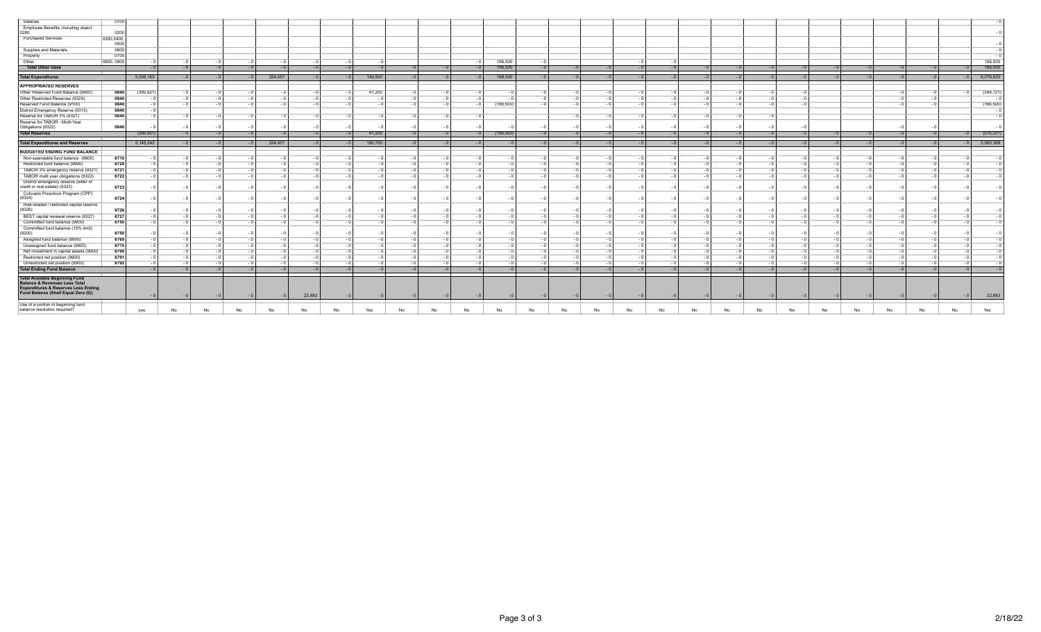| | | | | | | | | | | | | | | | | | | | | | | | | | | | | | |
|---|---|---|---|---|---|---|---|---|---|---|---|---|---|---|---|---|---|---|---|---|---|---|---|---|---|---|---|---|---|
| Salaries | 0100 | | | | | | | | | | | | | | | | | | | | | | | | | | | | -0 |
| Employee Benefits, including object 0280 | 0200 | | | | | | | | | | | | | | | | | | | | | | | | | | | | -0 |
| Purchased Services | 0300,0400, 0500 | | | | | | | | | | | | | | | | | | | | | | | | | | | | -0 |
| Supplies and Materials | 0600 | | | | | | | | | | | | | | | | | | | | | | | | | | | | -0 |
| Property | 0700 | | | | | | | | | | | | | | | | | | | | | | | | | | | | -0 |
| Other | 0800, 0900 | -0 | -0 | -0 | -0 | -0 | -0 | -0 | -0 | | | -0 | 166,500 | -0 | | | | -0 | -0 | | | | | | | | | | 166,500 |
| **Total Other Uses** | | -0 | -0 | -0 | -0 | -0 | -0 | -0 | -0 | -0 | -0 | -0 | 166,500 | -0 | -0 | -0 | -0 | -0 | -0 | -0 | -0 | -0 | -0 | -0 | -0 | -0 | -0 | -0 | 166,500 |
| **Total Expenditures** | | 5,538,163 | -0 | | -0 | 224,457 | -0 | -0 | 149,500 | -0 | -0 | -0 | 166,500 | -0 | -0 | -0 | -0 | -0 | -0 | -0 | -0 | -0 | -0 | -0 | -0 | -0 | -0 | -0 | 6,078,620 |
| **APPROPRIATED RESERVES** | | | | | | | | | | | | | | | | | | | | | | | | | | | | | |
| Other Reserved Fund Balance (9900) | 0840 | (390,921) | -0 | -0 | -0 | -0 | -0 | -0 | 41,200 | -0 | -0 | -0 | -0 | -0 | -0 | -0 | -0 | -0 | -0 | -0 | -0 | -0 | -0 | | | -0 | -0 | -0 | (349,721) |
| Other Restricted Reserves (932X) | 0840 | -0 | -0 | -0 | -0 | -0 | -0 | -0 | -0 | -0 | -0 | -0 | -0 | -0 | -0 | -0 | -0 | -0 | -0 | -0 | -0 | -0 | -0 | | | -0 | -0 | | -0 |
| Reserved Fund Balance (9100) | 0840 | -0 | -0 | -0 | -0 | -0 | -0 | -0 | -0 | -0 | -0 | -0 | (166,500) | -0 | -0 | -0 | -0 | -0 | -0 | -0 | -0 | -0 | -0 | | | -0 | -0 | | (166,500) |
| District Emergency Reserve (9315) | 0840 | -0 | | | | | | | | | | | | | | | | | | | | | | | | | | | -0 |
| Reserve for TABOR 3% (9321) | 0840 | -0 | -0 | -0 | -0 | -0 | -0 | -0 | -0 | -0 | -0 | -0 | | | -0 | -0 | -0 | -0 | -0 | -0 | -0 | -0 | | | | | | | -0 |
| Reserve for TABOR - Multi-Year Obligations (9322) | 0840 | -0 | -0 | -0 | -0 | -0 | -0 | -0 | -0 | -0 | -0 | -0 | -0 | -0 | -0 | -0 | -0 | -0 | -0 | -0 | -0 | -0 | -0 | | | -0 | -0 | | -0 |
| **Total Reserves** | | (390,921) | -0 | -0 | -0 | -0 | -0 | -0 | 41,200 | -0 | -0 | -0 | (166,500) | -0 | -0 | -0 | -0 | -0 | -0 | -0 | -0 | -0 | -0 | -0 | -0 | -0 | -0 | -0 | (516,221) |
| **Total Expenditures and Reserves** | | 5,145,242 | -0 | | -0 | 224,457 | -0 | -0 | 190,700 | -0 | -0 | -0 | -0 | -0 | -0 | -0 | -0 | -0 | -0 | -0 | -0 | -0 | -0 | -0 | -0 | -0 | -0 | -0 | 5,560,399 |
| **BUDGETED ENDING FUND BALANCE** | | | | | | | | | | | | | | | | | | | | | | | | | | | | | |
| Non-spendable fund balance (9900) | 6710 | -0 | -0 | -0 | -0 | -0 | -0 | -0 | -0 | -0 | -0 | -0 | -0 | -0 | -0 | -0 | -0 | -0 | -0 | -0 | -0 | -0 | -0 | -0 | -0 | -0 | -0 | -0 | -0 |
| Restricted fund balance (9900) | 6720 | -0 | -0 | -0 | -0 | -0 | -0 | -0 | -0 | -0 | -0 | -0 | -0 | -0 | -0 | -0 | -0 | -0 | -0 | -0 | -0 | -0 | -0 | -0 | -0 | -0 | -0 | -0 | -0 |
| TABOR 3% emergency reserve (9321) | 6721 | -0 | -0 | -0 | -0 | -0 | -0 | -0 | -0 | -0 | -0 | -0 | -0 | -0 | -0 | -0 | -0 | -0 | -0 | -0 | -0 | -0 | -0 | -0 | -0 | -0 | -0 | -0 | -0 |
| TABOR multi year obligations (9322) | 6722 | -0 | -0 | -0 | -0 | -0 | -0 | -0 | -0 | -0 | -0 | -0 | -0 | -0 | -0 | -0 | -0 | -0 | -0 | -0 | -0 | -0 | -0 | -0 | -0 | -0 | -0 | -0 | -0 |
| District emergency reserve (letter of credit or real estate) (9323) | 6723 | -0 | -0 | -0 | -0 | -0 | -0 | -0 | -0 | -0 | -0 | -0 | -0 | -0 | -0 | -0 | -0 | -0 | -0 | -0 | -0 | -0 | -0 | -0 | -0 | -0 | -0 | -0 | -0 |
| Colorado Preschool Program (CPP) (9324) | 6724 | -0 | -0 | -0 | -0 | -0 | -0 | -0 | -0 | -0 | -0 | -0 | -0 | -0 | -0 | -0 | -0 | -0 | -0 | -0 | -0 | -0 | -0 | -0 | -0 | -0 | -0 | -0 | -0 |
| Risk-related / restricted capital reserve (9326) | 6726 | -0 | -0 | -0 | -0 | -0 | -0 | -0 | -0 | -0 | -0 | -0 | -0 | -0 | -0 | -0 | -0 | -0 | -0 | -0 | -0 | -0 | -0 | -0 | -0 | -0 | -0 | -0 | -0 |
| BEST capital renewal reserve (9327) | 6727 | -0 | -0 | -0 | -0 | -0 | -0 | -0 | -0 | -0 | -0 | -0 | -0 | -0 | -0 | -0 | -0 | -0 | -0 | -0 | -0 | -0 | -0 | -0 | -0 | -0 | -0 | -0 | -0 |
| Committed fund balance (9900) | 6750 | -0 | -0 | -0 | -0 | -0 | -0 | -0 | -0 | -0 | -0 | -0 | -0 | -0 | -0 | -0 | -0 | -0 | -0 | -0 | -0 | -0 | -0 | -0 | -0 | -0 | -0 | -0 | -0 |
| Committed fund balance (15% limit) (9200) | 6750 | -0 | -0 | -0 | -0 | -0 | -0 | -0 | -0 | -0 | -0 | -0 | -0 | -0 | -0 | -0 | -0 | -0 | -0 | -0 | -0 | -0 | -0 | -0 | -0 | -0 | -0 | -0 | -0 |
| Assigned fund balance (9900) | 6760 | -0 | -0 | -0 | -0 | -0 | -0 | -0 | -0 | -0 | -0 | -0 | -0 | -0 | -0 | -0 | -0 | -0 | -0 | -0 | -0 | -0 | -0 | -0 | -0 | -0 | -0 | -0 | -0 |
| Unassigned fund balance (9900) | 6770 | -0 | -0 | -0 | -0 | -0 | -0 | -0 | -0 | -0 | -0 | -0 | -0 | -0 | -0 | -0 | -0 | -0 | -0 | -0 | -0 | -0 | -0 | -0 | -0 | -0 | -0 | -0 | -0 |
| Net investment in capital assets (9900) | 6790 | -0 | -0 | -0 | -0 | -0 | -0 | -0 | -0 | -0 | -0 | -0 | -0 | -0 | -0 | -0 | -0 | -0 | -0 | -0 | -0 | -0 | -0 | -0 | -0 | -0 | -0 | -0 | -0 |
| Restricted net position (9900) | 6791 | -0 | -0 | -0 | -0 | -0 | -0 | -0 | -0 | -0 | -0 | -0 | -0 | -0 | -0 | -0 | -0 | -0 | -0 | -0 | -0 | -0 | -0 | -0 | -0 | -0 | -0 | -0 | -0 |
| Unrestricted net position (9900) | 6792 | -0 | -0 | -0 | -0 | -0 | -0 | -0 | -0 | -0 | -0 | -0 | -0 | -0 | -0 | -0 | -0 | -0 | -0 | -0 | -0 | -0 | -0 | -0 | -0 | -0 | -0 | -0 | -0 |
| **Total Ending Fund Balance** | | -0 | -0 | -0 | -0 | -0 | -0 | -0 | -0 | -0 | -0 | -0 | -0 | -0 | -0 | -0 | -0 | -0 | -0 | -0 | -0 | -0 | -0 | -0 | -0 | -0 | -0 | -0 | -0 |
| **Total Available Beginning Fund Balance & Revenues Less Total Expenditures & Reserves Less Ending Fund Balance (Shall Equal Zero (0))** | | -0 | -0 | -0 | -0 | -0 | 22,883 | -0 | -0 | -0 | -0 | -0 | -0 | -0 | -0 | -0 | -0 | -0 | -0 | -0 | -0 | -0 | -0 | -0 | -0 | -0 | -0 | -0 | 22,883 |
| Use of a portion of beginning fund balance resolution required? | | yes | No | No | No | No | No | No | Yes | No | No | No | No | No | No | No | No | No | No | No | No | No | No | No | No | No | No | No | Yes |